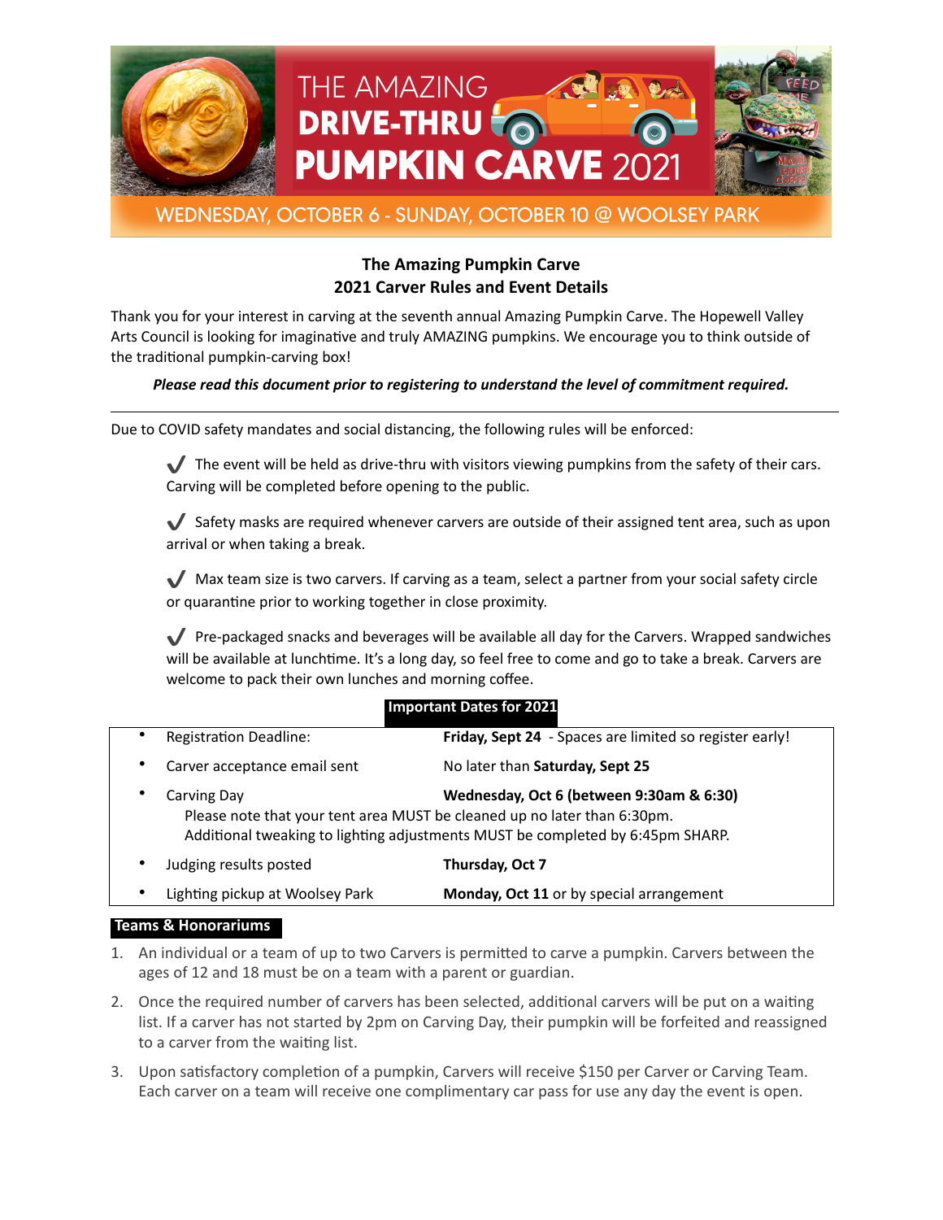# THE AMAZING DRIVE-THRU PUMPKIN CARVE 2021

WEDNESDAY, OCTOBER 6 - SUNDAY, OCTOBER 10 @ WOOLSEY PARK

## The Amazing Pumpkin Carve
## 2021 Carver Rules and Event Details

Thank you for your interest in carving at the seventh annual Amazing Pumpkin Carve. The Hopewell Valley Arts Council is looking for imaginative and truly AMAZING pumpkins. We encourage you to think outside of the traditional pumpkin-carving box!

***Please read this document prior to registering to understand the level of commitment required.***

---

Due to COVID safety mandates and social distancing, the following rules will be enforced:

- ✔ The event will be held as drive-thru with visitors viewing pumpkins from the safety of their cars. Carving will be completed before opening to the public.
- ✔ Safety masks are required whenever carvers are outside of their assigned tent area, such as upon arrival or when taking a break.
- ✔ Max team size is two carvers. If carving as a team, select a partner from your social safety circle or quarantine prior to working together in close proximity.
- ✔ Pre-packaged snacks and beverages will be available all day for the Carvers. Wrapped sandwiches will be available at lunchtime. It's a long day, so feel free to come and go to take a break. Carvers are welcome to pack their own lunches and morning coffee.

### Important Dates for 2021

- Registration Deadline: **Friday, Sept 24** - Spaces are limited so register early!
- Carver acceptance email sent: No later than **Saturday, Sept 25**
- Carving Day: **Wednesday, Oct 6 (between 9:30am & 6:30)**
  Please note that your tent area MUST be cleaned up no later than 6:30pm.
  Additional tweaking to lighting adjustments MUST be completed by 6:45pm SHARP.
- Judging results posted: **Thursday, Oct 7**
- Lighting pickup at Woolsey Park: **Monday, Oct 11** or by special arrangement

### Teams & Honorariums

1. An individual or a team of up to two Carvers is permitted to carve a pumpkin. Carvers between the ages of 12 and 18 must be on a team with a parent or guardian.
2. Once the required number of carvers has been selected, additional carvers will be put on a waiting list. If a carver has not started by 2pm on Carving Day, their pumpkin will be forfeited and reassigned to a carver from the waiting list.
3. Upon satisfactory completion of a pumpkin, Carvers will receive $150 per Carver or Carving Team. Each carver on a team will receive one complimentary car pass for use any day the event is open.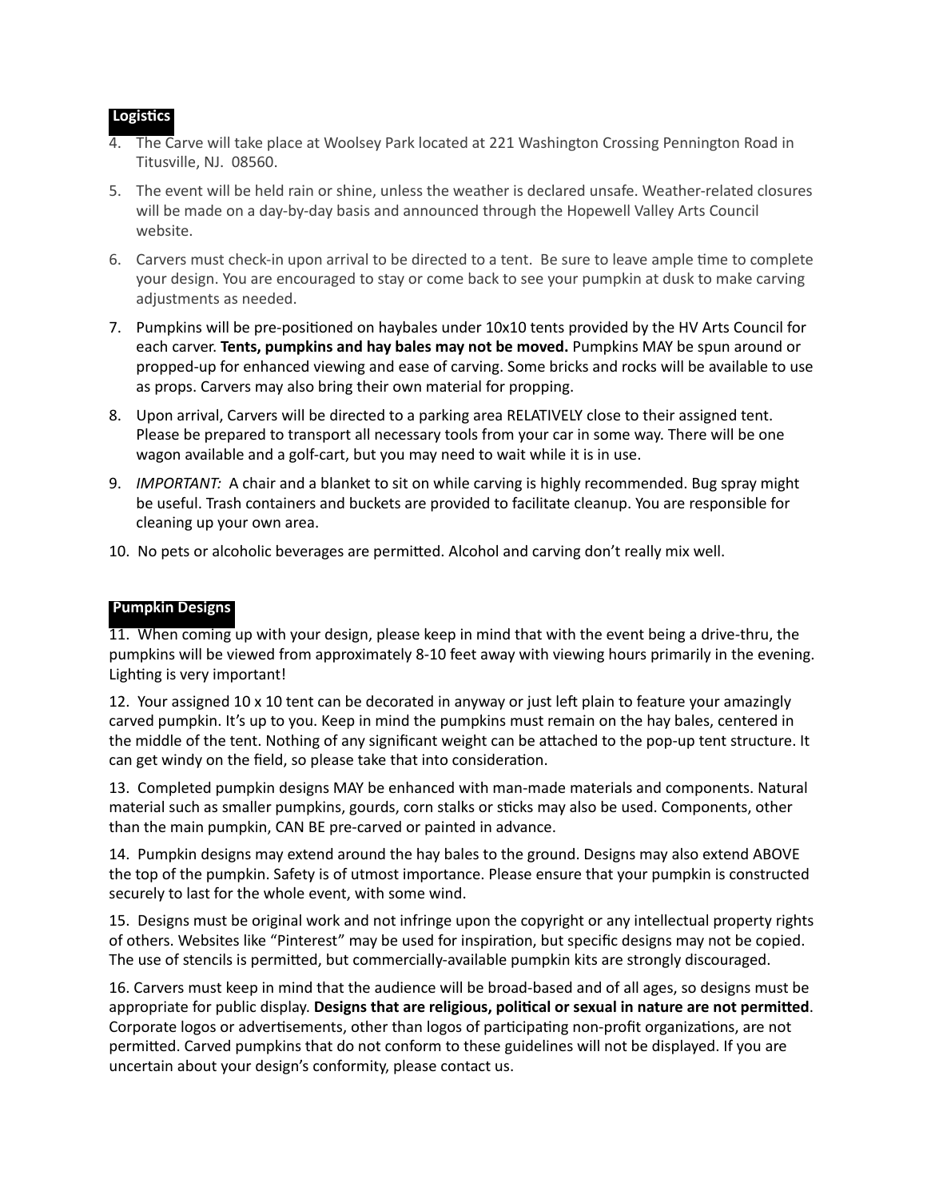## Logistics

4. The Carve will take place at Woolsey Park located at 221 Washington Crossing Pennington Road in Titusville, NJ. 08560.
5. The event will be held rain or shine, unless the weather is declared unsafe. Weather-related closures will be made on a day-by-day basis and announced through the Hopewell Valley Arts Council website.
6. Carvers must check-in upon arrival to be directed to a tent. Be sure to leave ample time to complete your design. You are encouraged to stay or come back to see your pumpkin at dusk to make carving adjustments as needed.
7. Pumpkins will be pre-positioned on haybales under 10x10 tents provided by the HV Arts Council for each carver. **Tents, pumpkins and hay bales may not be moved.** Pumpkins MAY be spun around or propped-up for enhanced viewing and ease of carving. Some bricks and rocks will be available to use as props. Carvers may also bring their own material for propping.
8. Upon arrival, Carvers will be directed to a parking area RELATIVELY close to their assigned tent. Please be prepared to transport all necessary tools from your car in some way. There will be one wagon available and a golf-cart, but you may need to wait while it is in use.
9. *IMPORTANT:* A chair and a blanket to sit on while carving is highly recommended. Bug spray might be useful. Trash containers and buckets are provided to facilitate cleanup. You are responsible for cleaning up your own area.
10. No pets or alcoholic beverages are permitted. Alcohol and carving don't really mix well.

## Pumpkin Designs

11. When coming up with your design, please keep in mind that with the event being a drive-thru, the pumpkins will be viewed from approximately 8-10 feet away with viewing hours primarily in the evening. Lighting is very important!

12. Your assigned 10 x 10 tent can be decorated in anyway or just left plain to feature your amazingly carved pumpkin. It's up to you. Keep in mind the pumpkins must remain on the hay bales, centered in the middle of the tent. Nothing of any significant weight can be attached to the pop-up tent structure. It can get windy on the field, so please take that into consideration.

13. Completed pumpkin designs MAY be enhanced with man-made materials and components. Natural material such as smaller pumpkins, gourds, corn stalks or sticks may also be used. Components, other than the main pumpkin, CAN BE pre-carved or painted in advance.

14. Pumpkin designs may extend around the hay bales to the ground. Designs may also extend ABOVE the top of the pumpkin. Safety is of utmost importance. Please ensure that your pumpkin is constructed securely to last for the whole event, with some wind.

15. Designs must be original work and not infringe upon the copyright or any intellectual property rights of others. Websites like "Pinterest" may be used for inspiration, but specific designs may not be copied. The use of stencils is permitted, but commercially-available pumpkin kits are strongly discouraged.

16. Carvers must keep in mind that the audience will be broad-based and of all ages, so designs must be appropriate for public display. **Designs that are religious, political or sexual in nature are not permitted**. Corporate logos or advertisements, other than logos of participating non-profit organizations, are not permitted. Carved pumpkins that do not conform to these guidelines will not be displayed. If you are uncertain about your design's conformity, please contact us.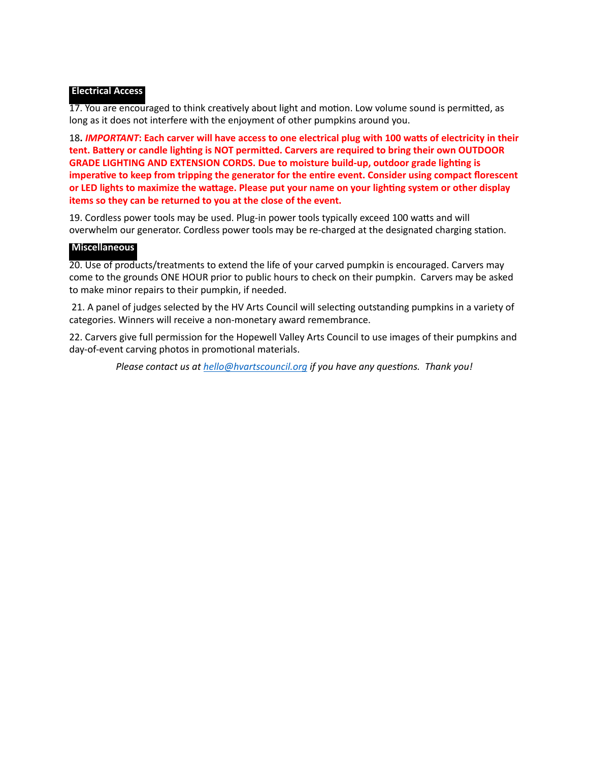## Electrical Access

17. You are encouraged to think creatively about light and motion. Low volume sound is permitted, as long as it does not interfere with the enjoyment of other pumpkins around you.

18. ***IMPORTANT*: Each carver will have access to one electrical plug with 100 watts of electricity in their tent. Battery or candle lighting is NOT permitted. Carvers are required to bring their own OUTDOOR GRADE LIGHTING AND EXTENSION CORDS. Due to moisture build-up, outdoor grade lighting is imperative to keep from tripping the generator for the entire event. Consider using compact florescent or LED lights to maximize the wattage. Please put your name on your lighting system or other display items so they can be returned to you at the close of the event.**

19. Cordless power tools may be used. Plug-in power tools typically exceed 100 watts and will overwhelm our generator. Cordless power tools may be re-charged at the designated charging station.

## Miscellaneous

20. Use of products/treatments to extend the life of your carved pumpkin is encouraged. Carvers may come to the grounds ONE HOUR prior to public hours to check on their pumpkin. Carvers may be asked to make minor repairs to their pumpkin, if needed.

21. A panel of judges selected by the HV Arts Council will selecting outstanding pumpkins in a variety of categories. Winners will receive a non-monetary award remembrance.

22. Carvers give full permission for the Hopewell Valley Arts Council to use images of their pumpkins and day-of-event carving photos in promotional materials.

*Please contact us at [hello@hvartscouncil.org](mailto:hello@hvartscouncil.org) if you have any questions. Thank you!*